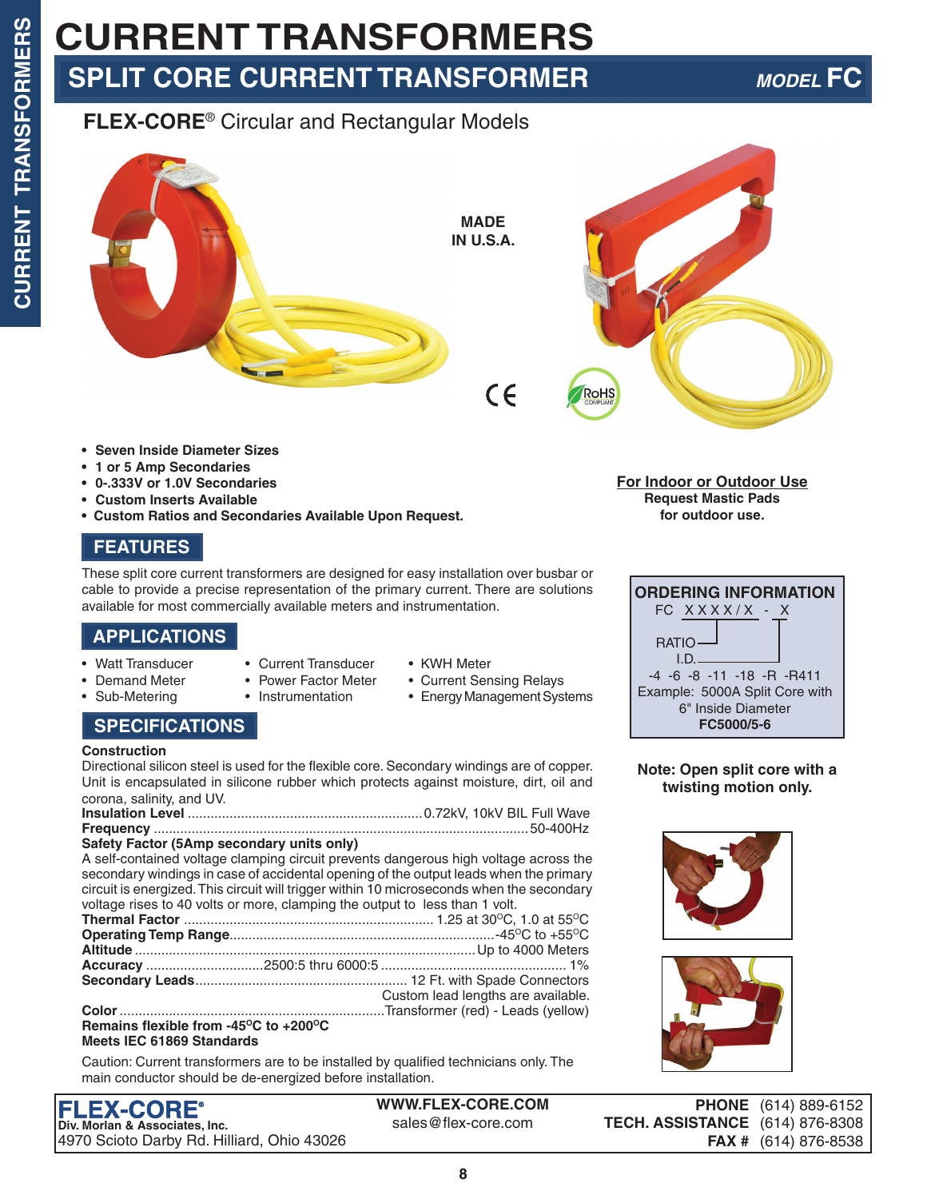// CURRENT TRANSFORMERS

# CURRENT TRANSFORMERS

## SPLIT CORE CURRENT TRANSFORMER *MODEL* FC

### FLEX-CORE® Circular and Rectangular Models

MADE IN U.S.A.

- **Seven Inside Diameter Sizes**
- **1 or 5 Amp Secondaries**
- **0-.333V or 1.0V Secondaries**
- **Custom Inserts Available**
- **Custom Ratios and Secondaries Available Upon Request.**

**For Indoor or Outdoor Use**
**Request Mastic Pads for outdoor use.**

## FEATURES

These split core current transformers are designed for easy installation over busbar or cable to provide a precise representation of the primary current. There are solutions available for most commercially available meters and instrumentation.

## APPLICATIONS

- Watt Transducer
- Demand Meter
- Sub-Metering
- Current Transducer
- Power Factor Meter
- Instrumentation
- KWH Meter
- Current Sensing Relays
- Energy Management Systems

## SPECIFICATIONS

**Construction**
Directional silicon steel is used for the flexible core. Secondary windings are of copper. Unit is encapsulated in silicone rubber which protects against moisture, dirt, oil and corona, salinity, and UV.

**Insulation Level** ............ 0.72kV, 10kV BIL Full Wave
**Frequency** ............ 50-400Hz
**Safety Factor (5Amp secondary units only)**
A self-contained voltage clamping circuit prevents dangerous high voltage across the secondary windings in case of accidental opening of the output leads when the primary circuit is energized. This circuit will trigger within 10 microseconds when the secondary voltage rises to 40 volts or more, clamping the output to less than 1 volt.
**Thermal Factor** ............ 1.25 at 30°C, 1.0 at 55°C
**Operating Temp Range** ............ -45°C to +55°C
**Altitude** ............ Up to 4000 Meters
**Accuracy** ............ 2500:5 thru 6000:5 ............ 1%
**Secondary Leads** ............ 12 Ft. with Spade Connectors
Custom lead lengths are available.
**Color** ............ Transformer (red) - Leads (yellow)
**Remains flexible from -45°C to +200°C**
**Meets IEC 61869 Standards**

Caution: Current transformers are to be installed by qualified technicians only. The main conductor should be de-energized before installation.

### ORDERING INFORMATION

FC XXXX/X - X

RATIO
I.D.
-4 -6 -8 -11 -18 -R -R411

Example: 5000A Split Core with 6" Inside Diameter
**FC5000/5-6**

**Note: Open split core with a twisting motion only.**

**FLEX-CORE®**
**Div. Morlan & Associates, Inc.**
4970 Scioto Darby Rd. Hilliard, Ohio 43026

**WWW.FLEX-CORE.COM**
sales@flex-core.com

**PHONE** (614) 889-6152
**TECH. ASSISTANCE** (614) 876-8308
**FAX #** (614) 876-8538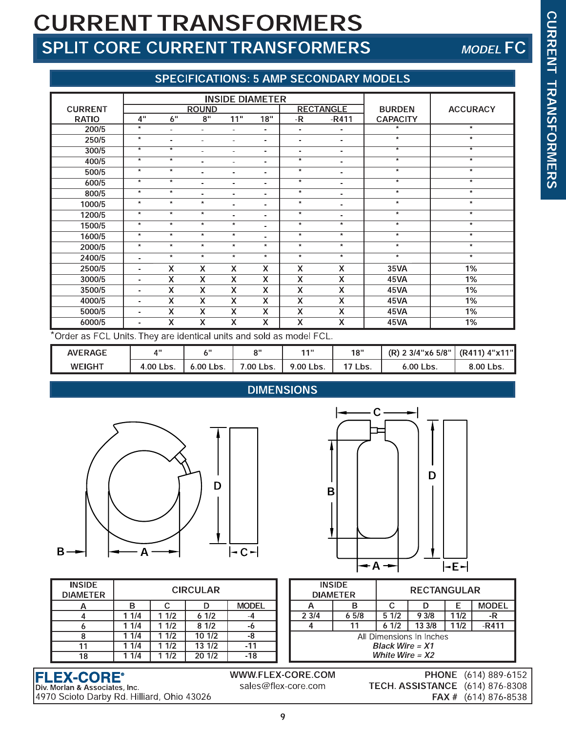# CURRENT TRANSFORMERS

## SPLIT CORE CURRENT TRANSFORMERS — MODEL FC

### SPECIFICATIONS: 5 AMP SECONDARY MODELS

| CURRENT RATIO | INSIDE DIAMETER | | | | | | | BURDEN CAPACITY | ACCURACY |
|---|---|---|---|---|---|---|---|---|---|
| | ROUND | | | | | RECTANGLE | | | |
| | 4" | 6" | 8" | 11" | 18" | -R | -R411 | | |
| 200/5 | * | - | - | - | - | - | - | * | * |
| 250/5 | * | - | - | - | - | - | - | * | * |
| 300/5 | * | * | - | - | - | - | - | * | * |
| 400/5 | * | * | - | - | - | * | - | * | * |
| 500/5 | * | * | - | - | - | * | - | * | * |
| 600/5 | * | * | - | - | - | * | - | * | * |
| 800/5 | * | * | - | - | - | * | - | * | * |
| 1000/5 | * | * | * | - | - | * | - | * | * |
| 1200/5 | * | * | * | - | - | * | - | * | * |
| 1500/5 | * | * | * | * | - | * | * | * | * |
| 1600/5 | * | * | * | * | - | * | * | * | * |
| 2000/5 | * | * | * | * | * | * | * | * | * |
| 2400/5 | - | * | * | * | * | * | * | * | * |
| 2500/5 | - | X | X | X | X | X | X | 35VA | 1% |
| 3000/5 | - | X | X | X | X | X | X | 45VA | 1% |
| 3500/5 | - | X | X | X | X | X | X | 45VA | 1% |
| 4000/5 | - | X | X | X | X | X | X | 45VA | 1% |
| 5000/5 | - | X | X | X | X | X | X | 45VA | 1% |
| 6000/5 | - | X | X | X | X | X | X | 45VA | 1% |

*Order as FCL Units. They are identical units and sold as model FCL.

| AVERAGE | 4" | 6" | 8" | 11" | 18" | (R) 2 3/4"x6 5/8" | (R411) 4"x11" |
|---|---|---|---|---|---|---|---|
| WEIGHT | 4.00 Lbs. | 6.00 Lbs. | 7.00 Lbs. | 9.00 Lbs. | 17 Lbs. | 6.00 Lbs. | 8.00 Lbs. |

### DIMENSIONS

B A D C

C B D A E

| INSIDE DIAMETER | CIRCULAR | | | |
|---|---|---|---|---|
| A | B | C | D | MODEL |
| 4 | 1 1/4 | 1 1/2 | 6 1/2 | -4 |
| 6 | 1 1/4 | 1 1/2 | 8 1/2 | -6 |
| 8 | 1 1/4 | 1 1/2 | 10 1/2 | -8 |
| 11 | 1 1/4 | 1 1/2 | 13 1/2 | -11 |
| 18 | 1 1/4 | 1 1/2 | 20 1/2 | -18 |

| INSIDE DIAMETER | RECTANGULAR | | | | |
|---|---|---|---|---|---|
| A | B | C | D | E | MODEL |
| 2 3/4 | 6 5/8 | 5 1/2 | 9 3/8 | 1 1/2 | -R |
| 4 | 11 | 6 1/2 | 13 3/8 | 1 1/2 | -R411 |

All Dimensions In Inches
*Black Wire = X1*
*White Wire = X2*

**FLEX-CORE®**
Div. Morlan & Associates, Inc.
4970 Scioto Darby Rd. Hilliard, Ohio 43026

WWW.FLEX-CORE.COM
sales@flex-core.com

PHONE (614) 889-6152
TECH. ASSISTANCE (614) 876-8308
FAX # (614) 876-8538